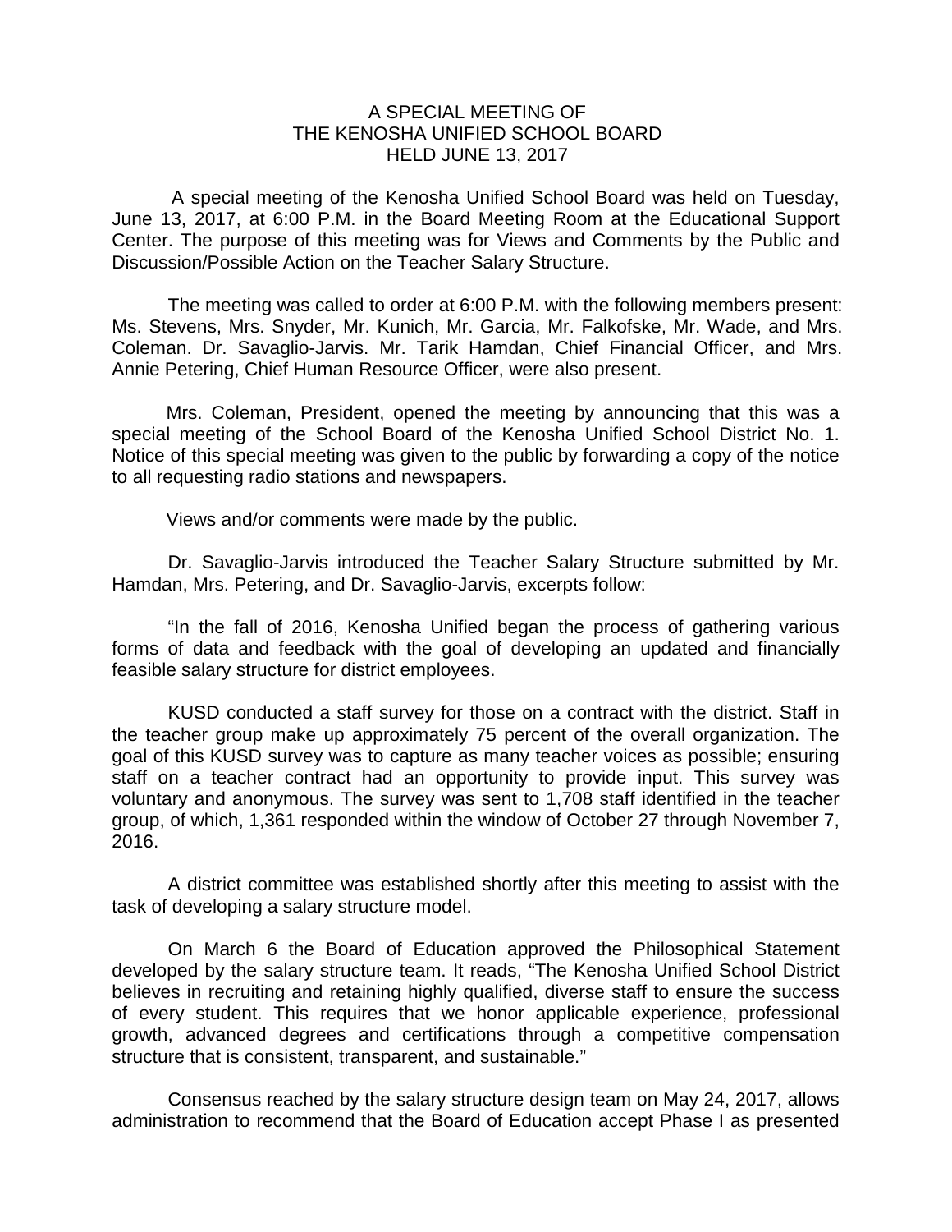# A SPECIAL MEETING OF
# THE KENOSHA UNIFIED SCHOOL BOARD
# HELD JUNE 13, 2017

A special meeting of the Kenosha Unified School Board was held on Tuesday, June 13, 2017, at 6:00 P.M. in the Board Meeting Room at the Educational Support Center. The purpose of this meeting was for Views and Comments by the Public and Discussion/Possible Action on the Teacher Salary Structure.

The meeting was called to order at 6:00 P.M. with the following members present: Ms. Stevens, Mrs. Snyder, Mr. Kunich, Mr. Garcia, Mr. Falkofske, Mr. Wade, and Mrs. Coleman. Dr. Savaglio-Jarvis. Mr. Tarik Hamdan, Chief Financial Officer, and Mrs. Annie Petering, Chief Human Resource Officer, were also present.

Mrs. Coleman, President, opened the meeting by announcing that this was a special meeting of the School Board of the Kenosha Unified School District No. 1. Notice of this special meeting was given to the public by forwarding a copy of the notice to all requesting radio stations and newspapers.

Views and/or comments were made by the public.

Dr. Savaglio-Jarvis introduced the Teacher Salary Structure submitted by Mr. Hamdan, Mrs. Petering, and Dr. Savaglio-Jarvis, excerpts follow:

"In the fall of 2016, Kenosha Unified began the process of gathering various forms of data and feedback with the goal of developing an updated and financially feasible salary structure for district employees.

KUSD conducted a staff survey for those on a contract with the district. Staff in the teacher group make up approximately 75 percent of the overall organization. The goal of this KUSD survey was to capture as many teacher voices as possible; ensuring staff on a teacher contract had an opportunity to provide input. This survey was voluntary and anonymous. The survey was sent to 1,708 staff identified in the teacher group, of which, 1,361 responded within the window of October 27 through November 7, 2016.

A district committee was established shortly after this meeting to assist with the task of developing a salary structure model.

On March 6 the Board of Education approved the Philosophical Statement developed by the salary structure team. It reads, "The Kenosha Unified School District believes in recruiting and retaining highly qualified, diverse staff to ensure the success of every student. This requires that we honor applicable experience, professional growth, advanced degrees and certifications through a competitive compensation structure that is consistent, transparent, and sustainable."

Consensus reached by the salary structure design team on May 24, 2017, allows administration to recommend that the Board of Education accept Phase I as presented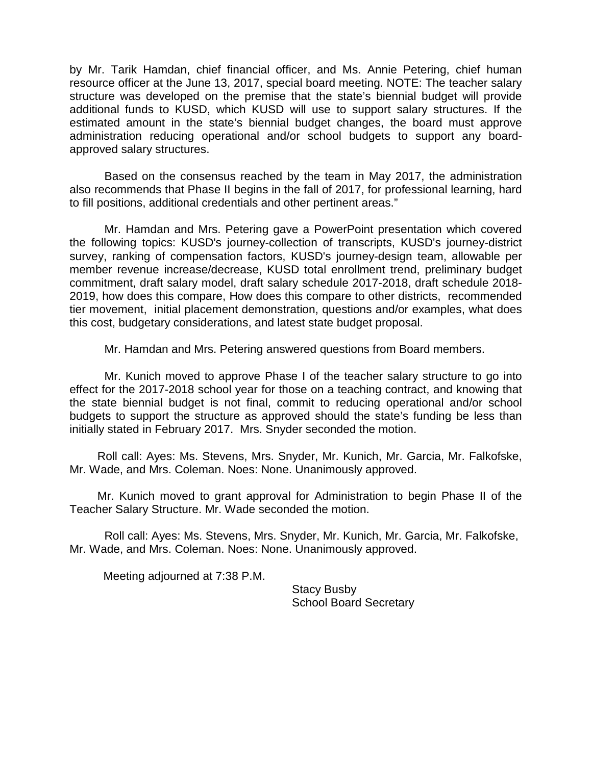by Mr. Tarik Hamdan, chief financial officer, and Ms. Annie Petering, chief human resource officer at the June 13, 2017, special board meeting. NOTE: The teacher salary structure was developed on the premise that the state's biennial budget will provide additional funds to KUSD, which KUSD will use to support salary structures. If the estimated amount in the state's biennial budget changes, the board must approve administration reducing operational and/or school budgets to support any board-approved salary structures.

Based on the consensus reached by the team in May 2017, the administration also recommends that Phase II begins in the fall of 2017, for professional learning, hard to fill positions, additional credentials and other pertinent areas."

Mr. Hamdan and Mrs. Petering gave a PowerPoint presentation which covered the following topics: KUSD's journey-collection of transcripts, KUSD's journey-district survey, ranking of compensation factors, KUSD's journey-design team, allowable per member revenue increase/decrease, KUSD total enrollment trend, preliminary budget commitment, draft salary model, draft salary schedule 2017-2018, draft schedule 2018-2019, how does this compare, How does this compare to other districts, recommended tier movement, initial placement demonstration, questions and/or examples, what does this cost, budgetary considerations, and latest state budget proposal.

Mr. Hamdan and Mrs. Petering answered questions from Board members.

Mr. Kunich moved to approve Phase I of the teacher salary structure to go into effect for the 2017-2018 school year for those on a teaching contract, and knowing that the state biennial budget is not final, commit to reducing operational and/or school budgets to support the structure as approved should the state's funding be less than initially stated in February 2017. Mrs. Snyder seconded the motion.

Roll call: Ayes: Ms. Stevens, Mrs. Snyder, Mr. Kunich, Mr. Garcia, Mr. Falkofske, Mr. Wade, and Mrs. Coleman. Noes: None. Unanimously approved.

Mr. Kunich moved to grant approval for Administration to begin Phase II of the Teacher Salary Structure. Mr. Wade seconded the motion.

Roll call: Ayes: Ms. Stevens, Mrs. Snyder, Mr. Kunich, Mr. Garcia, Mr. Falkofske, Mr. Wade, and Mrs. Coleman. Noes: None. Unanimously approved.

Meeting adjourned at 7:38 P.M.

Stacy Busby
School Board Secretary